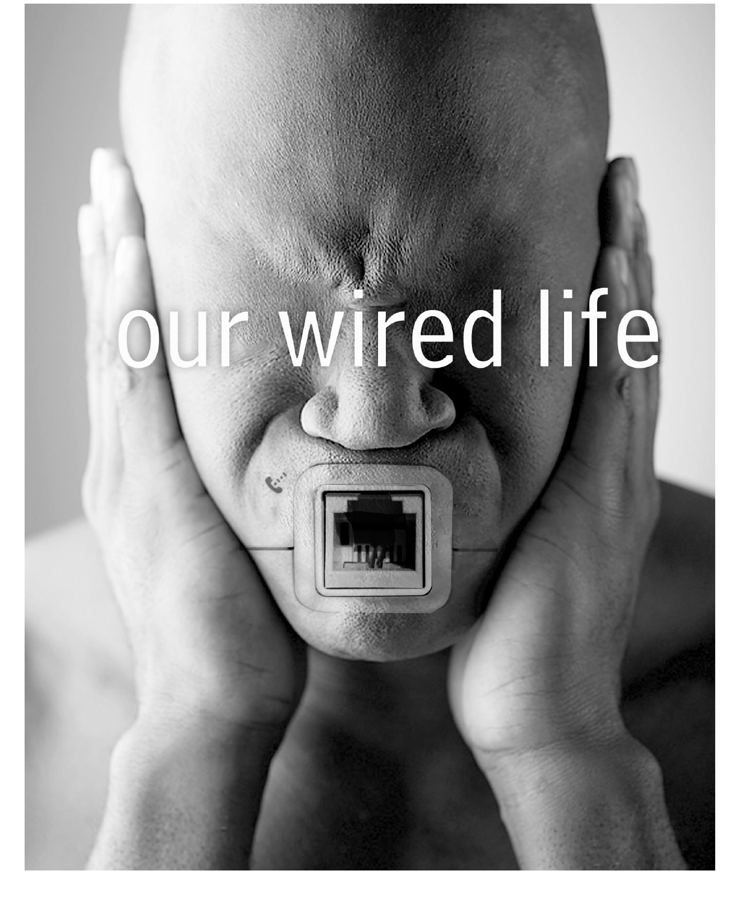# our wired life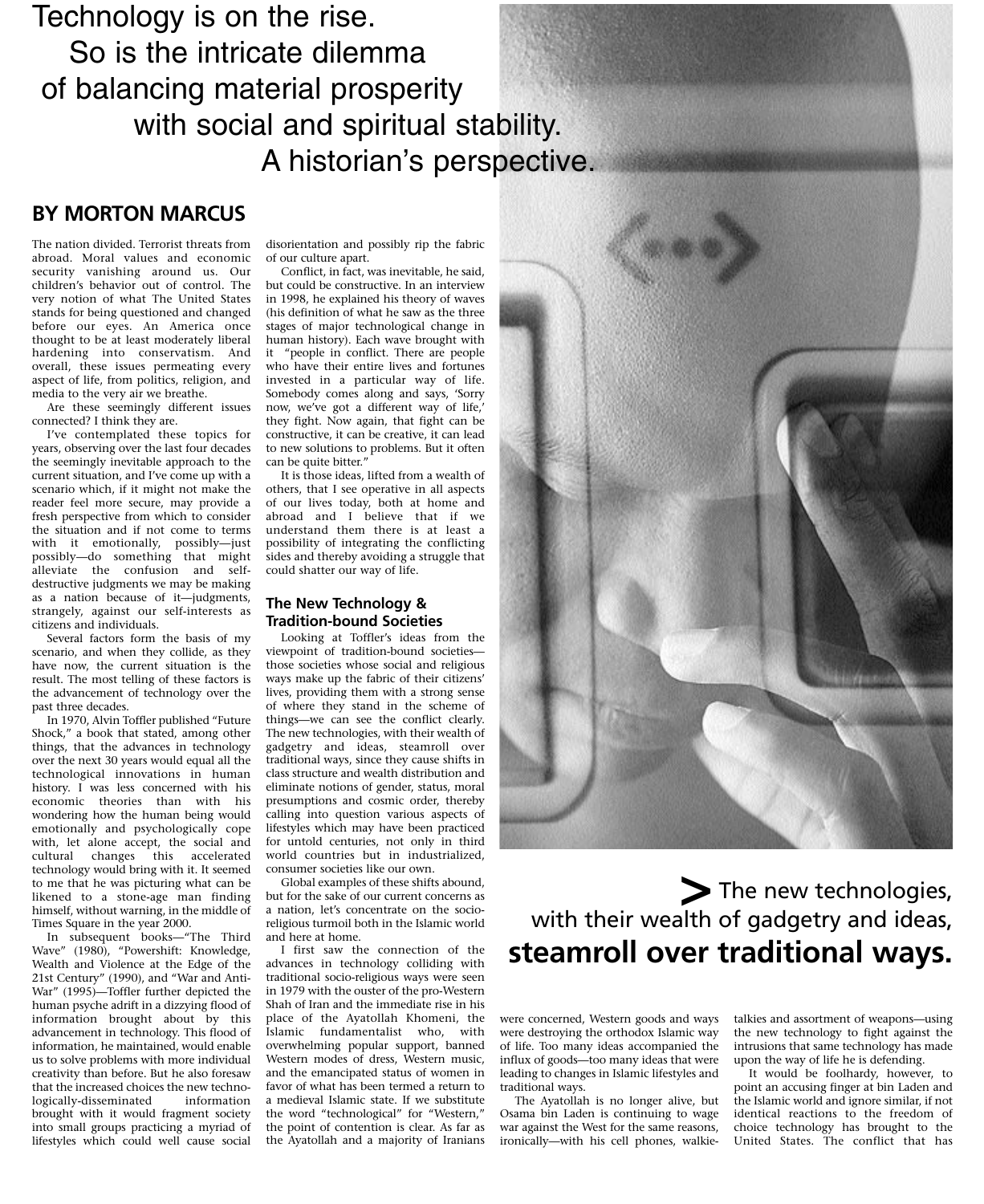Technology is on the rise.
So is the intricate dilemma
of balancing material prosperity
with social and spiritual stability.
A historian's perspective.

## BY MORTON MARCUS

The nation divided. Terrorist threats from abroad. Moral values and economic security vanishing around us. Our children's behavior out of control. The very notion of what The United States stands for being questioned and changed before our eyes. An America once thought to be at least moderately liberal hardening into conservatism. And overall, these issues permeating every aspect of life, from politics, religion, and media to the very air we breathe.

Are these seemingly different issues connected? I think they are.

I've contemplated these topics for years, observing over the last four decades the seemingly inevitable approach to the current situation, and I've come up with a scenario which, if it might not make the reader feel more secure, may provide a fresh perspective from which to consider the situation and if not come to terms with it emotionally, possibly—just possibly—do something that might alleviate the confusion and self-destructive judgments we may be making as a nation because of it—judgments, strangely, against our self-interests as citizens and individuals.

Several factors form the basis of my scenario, and when they collide, as they have now, the current situation is the result. The most telling of these factors is the advancement of technology over the past three decades.

In 1970, Alvin Toffler published "Future Shock," a book that stated, among other things, that the advances in technology over the next 30 years would equal all the technological innovations in human history. I was less concerned with his economic theories than with his wondering how the human being would emotionally and psychologically cope with, let alone accept, the social and cultural changes this accelerated technology would bring with it. It seemed to me that he was picturing what can be likened to a stone-age man finding himself, without warning, in the middle of Times Square in the year 2000.

In subsequent books—"The Third Wave" (1980), "Powershift: Knowledge, Wealth and Violence at the Edge of the 21st Century" (1990), and "War and Anti-War" (1995)—Toffler further depicted the human psyche adrift in a dizzying flood of information brought about by this advancement in technology. This flood of information, he maintained, would enable us to solve problems with more individual creativity than before. But he also foresaw that the increased choices the new technologically-disseminated information brought with it would fragment society into small groups practicing a myriad of lifestyles which could well cause social disorientation and possibly rip the fabric of our culture apart.

Conflict, in fact, was inevitable, he said, but could be constructive. In an interview in 1998, he explained his theory of waves (his definition of what he saw as the three stages of major technological change in human history). Each wave brought with it "people in conflict. There are people who have their entire lives and fortunes invested in a particular way of life. Somebody comes along and says, 'Sorry now, we've got a different way of life,' they fight. Now again, that fight can be constructive, it can be creative, it can lead to new solutions to problems. But it often can be quite bitter."

It is those ideas, lifted from a wealth of others, that I see operative in all aspects of our lives today, both at home and abroad and I believe that if we understand them there is at least a possibility of integrating the conflicting sides and thereby avoiding a struggle that could shatter our way of life.

### The New Technology & Tradition-bound Societies

Looking at Toffler's ideas from the viewpoint of tradition-bound societies—those societies whose social and religious ways make up the fabric of their citizens' lives, providing them with a strong sense of where they stand in the scheme of things—we can see the conflict clearly. The new technologies, with their wealth of gadgetry and ideas, steamroll over traditional ways, since they cause shifts in class structure and wealth distribution and eliminate notions of gender, status, moral presumptions and cosmic order, thereby calling into question various aspects of lifestyles which may have been practiced for untold centuries, not only in third world countries but in industrialized, consumer societies like our own.

Global examples of these shifts abound, but for the sake of our current concerns as a nation, let's concentrate on the socio-religious turmoil both in the Islamic world and here at home.

I first saw the connection of the advances in technology colliding with traditional socio-religious ways were seen in 1979 with the ouster of the pro-Western Shah of Iran and the immediate rise in his place of the Ayatollah Khomeni, the Islamic fundamentalist who, with overwhelming popular support, banned Western modes of dress, Western music, and the emancipated status of women in favor of what has been termed a return to a medieval Islamic state. If we substitute the word "technological" for "Western," the point of contention is clear. As far as the Ayatollah and a majority of Iranians were concerned, Western goods and ways were destroying the orthodox Islamic way of life. Too many ideas accompanied the influx of goods—too many ideas that were leading to changes in Islamic lifestyles and traditional ways.

> The new technologies, with their wealth of gadgetry and ideas, **steamroll over traditional ways.**

The Ayatollah is no longer alive, but Osama bin Laden is continuing to wage war against the West for the same reasons, ironically—with his cell phones, walkie-talkies and assortment of weapons—using the new technology to fight against the intrusions that same technology has made upon the way of life he is defending.

It would be foolhardy, however, to point an accusing finger at bin Laden and the Islamic world and ignore similar, if not identical reactions to the freedom of choice technology has brought to the United States. The conflict that has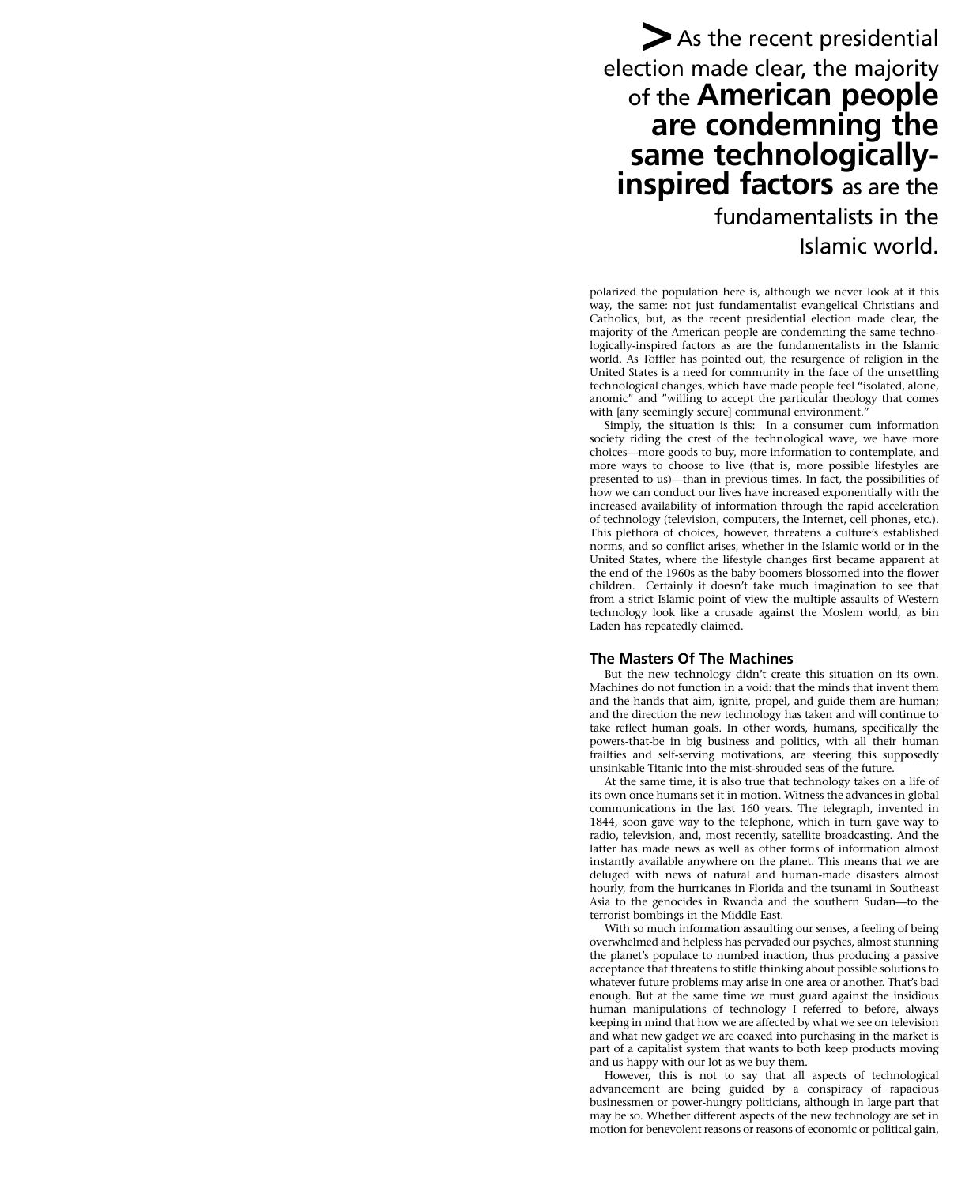> As the recent presidential election made clear, the majority of the **American people are condemning the same technologically-inspired factors** as are the fundamentalists in the Islamic world.

polarized the population here is, although we never look at it this way, the same: not just fundamentalist evangelical Christians and Catholics, but, as the recent presidential election made clear, the majority of the American people are condemning the same technologically-inspired factors as are the fundamentalists in the Islamic world. As Toffler has pointed out, the resurgence of religion in the United States is a need for community in the face of the unsettling technological changes, which have made people feel "isolated, alone, anomic" and "willing to accept the particular theology that comes with [any seemingly secure] communal environment."

Simply, the situation is this: In a consumer cum information society riding the crest of the technological wave, we have more choices—more goods to buy, more information to contemplate, and more ways to choose to live (that is, more possible lifestyles are presented to us)—than in previous times. In fact, the possibilities of how we can conduct our lives have increased exponentially with the increased availability of information through the rapid acceleration of technology (television, computers, the Internet, cell phones, etc.). This plethora of choices, however, threatens a culture's established norms, and so conflict arises, whether in the Islamic world or in the United States, where the lifestyle changes first became apparent at the end of the 1960s as the baby boomers blossomed into the flower children. Certainly it doesn't take much imagination to see that from a strict Islamic point of view the multiple assaults of Western technology look like a crusade against the Moslem world, as bin Laden has repeatedly claimed.

### The Masters Of The Machines

But the new technology didn't create this situation on its own. Machines do not function in a void: that the minds that invent them and the hands that aim, ignite, propel, and guide them are human; and the direction the new technology has taken and will continue to take reflect human goals. In other words, humans, specifically the powers-that-be in big business and politics, with all their human frailties and self-serving motivations, are steering this supposedly unsinkable Titanic into the mist-shrouded seas of the future.

At the same time, it is also true that technology takes on a life of its own once humans set it in motion. Witness the advances in global communications in the last 160 years. The telegraph, invented in 1844, soon gave way to the telephone, which in turn gave way to radio, television, and, most recently, satellite broadcasting. And the latter has made news as well as other forms of information almost instantly available anywhere on the planet. This means that we are deluged with news of natural and human-made disasters almost hourly, from the hurricanes in Florida and the tsunami in Southeast Asia to the genocides in Rwanda and the southern Sudan—to the terrorist bombings in the Middle East.

With so much information assaulting our senses, a feeling of being overwhelmed and helpless has pervaded our psyches, almost stunning the planet's populace to numbed inaction, thus producing a passive acceptance that threatens to stifle thinking about possible solutions to whatever future problems may arise in one area or another. That's bad enough. But at the same time we must guard against the insidious human manipulations of technology I referred to before, always keeping in mind that how we are affected by what we see on television and what new gadget we are coaxed into purchasing in the market is part of a capitalist system that wants to both keep products moving and us happy with our lot as we buy them.

However, this is not to say that all aspects of technological advancement are being guided by a conspiracy of rapacious businessmen or power-hungry politicians, although in large part that may be so. Whether different aspects of the new technology are set in motion for benevolent reasons or reasons of economic or political gain,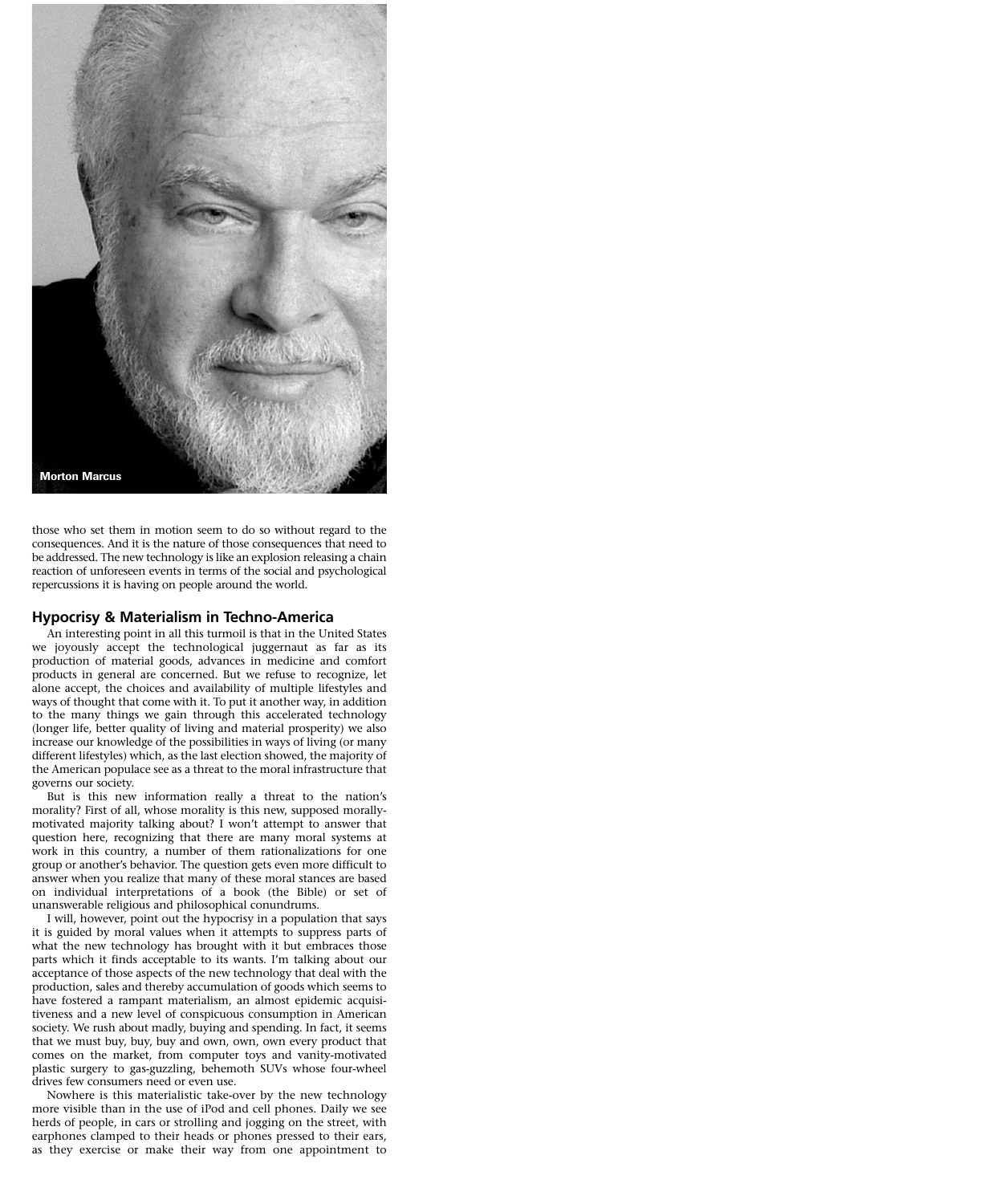Morton Marcus

those who set them in motion seem to do so without regard to the consequences. And it is the nature of those consequences that need to be addressed. The new technology is like an explosion releasing a chain reaction of unforeseen events in terms of the social and psychological repercussions it is having on people around the world.

## Hypocrisy & Materialism in Techno-America

An interesting point in all this turmoil is that in the United States we joyously accept the technological juggernaut as far as its production of material goods, advances in medicine and comfort products in general are concerned. But we refuse to recognize, let alone accept, the choices and availability of multiple lifestyles and ways of thought that come with it. To put it another way, in addition to the many things we gain through this accelerated technology (longer life, better quality of living and material prosperity) we also increase our knowledge of the possibilities in ways of living (or many different lifestyles) which, as the last election showed, the majority of the American populace see as a threat to the moral infrastructure that governs our society.

But is this new information really a threat to the nation's morality? First of all, whose morality is this new, supposed morally-motivated majority talking about? I won't attempt to answer that question here, recognizing that there are many moral systems at work in this country, a number of them rationalizations for one group or another's behavior. The question gets even more difficult to answer when you realize that many of these moral stances are based on individual interpretations of a book (the Bible) or set of unanswerable religious and philosophical conundrums.

I will, however, point out the hypocrisy in a population that says it is guided by moral values when it attempts to suppress parts of what the new technology has brought with it but embraces those parts which it finds acceptable to its wants. I'm talking about our acceptance of those aspects of the new technology that deal with the production, sales and thereby accumulation of goods which seems to have fostered a rampant materialism, an almost epidemic acquisitiveness and a new level of conspicuous consumption in American society. We rush about madly, buying and spending. In fact, it seems that we must buy, buy, buy and own, own, own every product that comes on the market, from computer toys and vanity-motivated plastic surgery to gas-guzzling, behemoth SUVs whose four-wheel drives few consumers need or even use.

Nowhere is this materialistic take-over by the new technology more visible than in the use of iPod and cell phones. Daily we see herds of people, in cars or strolling and jogging on the street, with earphones clamped to their heads or phones pressed to their ears, as they exercise or make their way from one appointment to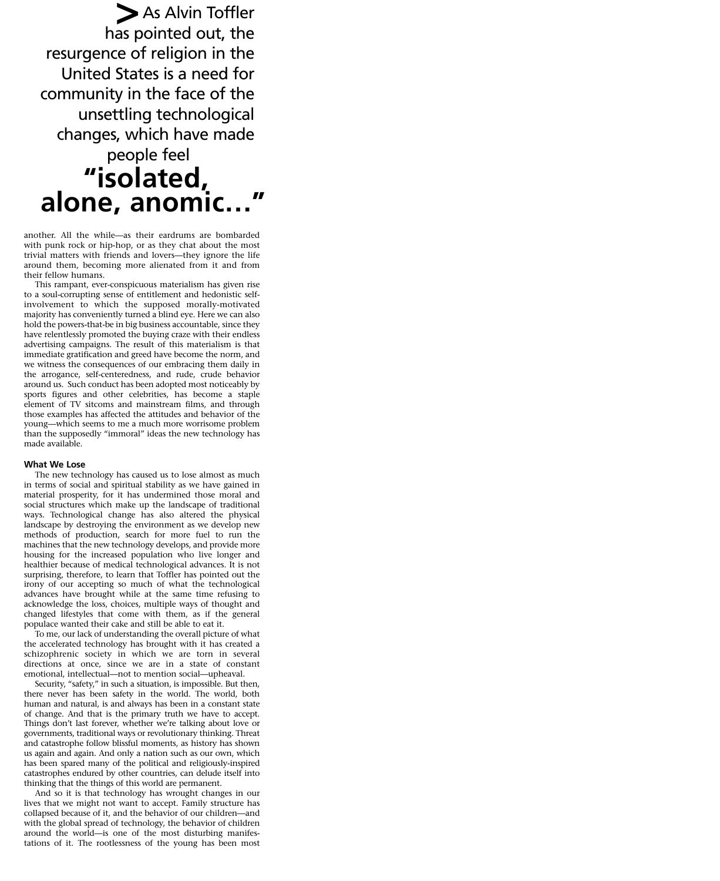> As Alvin Toffler has pointed out, the resurgence of religion in the United States is a need for community in the face of the unsettling technological changes, which have made people feel **"isolated, alone, anomic..."**

another. All the while—as their eardrums are bombarded with punk rock or hip-hop, or as they chat about the most trivial matters with friends and lovers—they ignore the life around them, becoming more alienated from it and from their fellow humans.

This rampant, ever-conspicuous materialism has given rise to a soul-corrupting sense of entitlement and hedonistic self-involvement to which the supposed morally-motivated majority has conveniently turned a blind eye. Here we can also hold the powers-that-be in big business accountable, since they have relentlessly promoted the buying craze with their endless advertising campaigns. The result of this materialism is that immediate gratification and greed have become the norm, and we witness the consequences of our embracing them daily in the arrogance, self-centeredness, and rude, crude behavior around us. Such conduct has been adopted most noticeably by sports figures and other celebrities, has become a staple element of TV sitcoms and mainstream films, and through those examples has affected the attitudes and behavior of the young—which seems to me a much more worrisome problem than the supposedly "immoral" ideas the new technology has made available.

**What We Lose**

The new technology has caused us to lose almost as much in terms of social and spiritual stability as we have gained in material prosperity, for it has undermined those moral and social structures which make up the landscape of traditional ways. Technological change has also altered the physical landscape by destroying the environment as we develop new methods of production, search for more fuel to run the machines that the new technology develops, and provide more housing for the increased population who live longer and healthier because of medical technological advances. It is not surprising, therefore, to learn that Toffler has pointed out the irony of our accepting so much of what the technological advances have brought while at the same time refusing to acknowledge the loss, choices, multiple ways of thought and changed lifestyles that come with them, as if the general populace wanted their cake and still be able to eat it.

To me, our lack of understanding the overall picture of what the accelerated technology has brought with it has created a schizophrenic society in which we are torn in several directions at once, since we are in a state of constant emotional, intellectual—not to mention social—upheaval.

Security, "safety," in such a situation, is impossible. But then, there never has been safety in the world. The world, both human and natural, is and always has been in a constant state of change. And that is the primary truth we have to accept. Things don't last forever, whether we're talking about love or governments, traditional ways or revolutionary thinking. Threat and catastrophe follow blissful moments, as history has shown us again and again. And only a nation such as our own, which has been spared many of the political and religiously-inspired catastrophes endured by other countries, can delude itself into thinking that the things of this world are permanent.

And so it is that technology has wrought changes in our lives that we might not want to accept. Family structure has collapsed because of it, and the behavior of our children—and with the global spread of technology, the behavior of children around the world—is one of the most disturbing manifestations of it. The rootlessness of the young has been most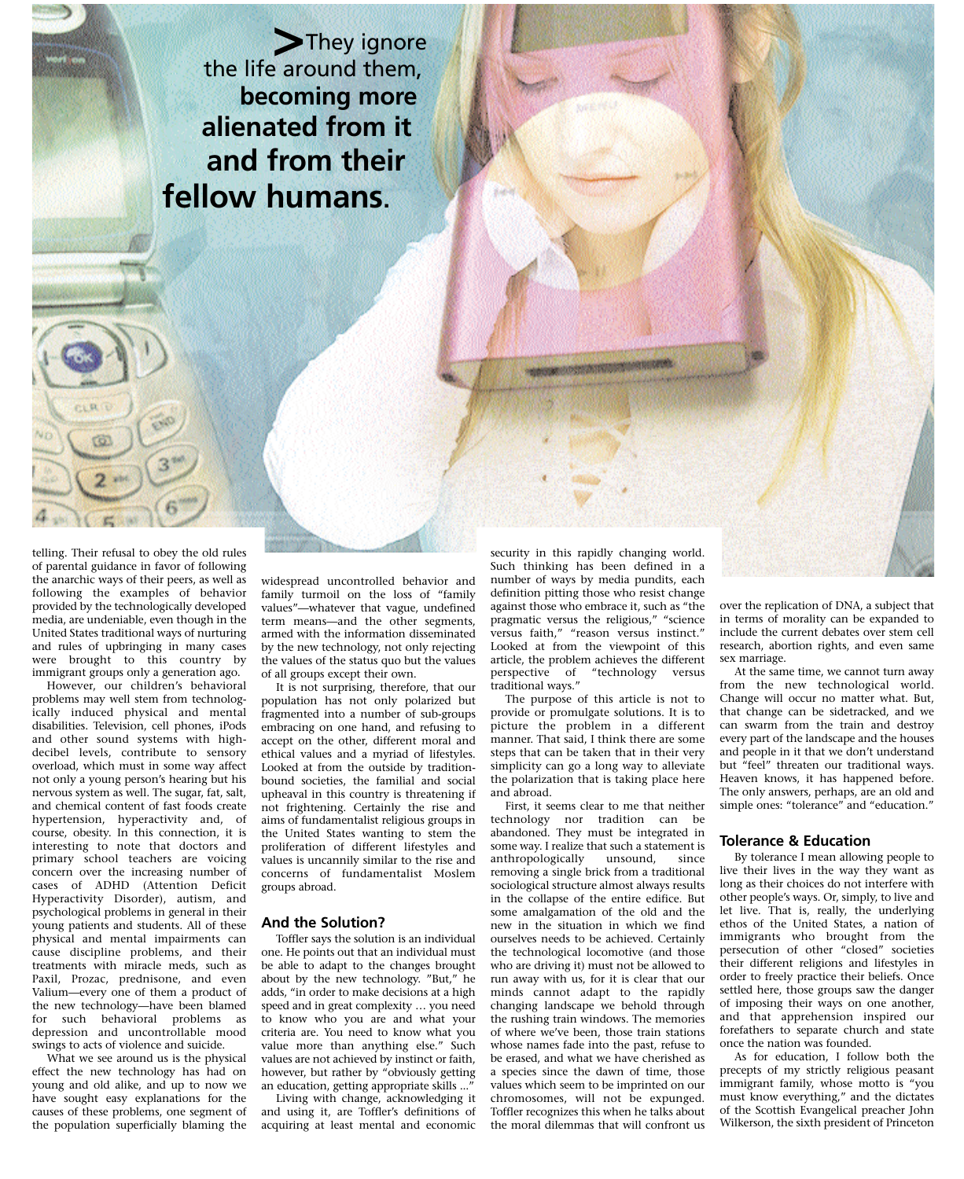> They ignore the life around them, **becoming more alienated from it and from their fellow humans.**

telling. Their refusal to obey the old rules of parental guidance in favor of following the anarchic ways of their peers, as well as following the examples of behavior provided by the technologically developed media, are undeniable, even though in the United States traditional ways of nurturing and rules of upbringing in many cases were brought to this country by immigrant groups only a generation ago.

However, our children's behavioral problems may well stem from technologically induced physical and mental disabilities. Television, cell phones, iPods and other sound systems with high-decibel levels, contribute to sensory overload, which must in some way affect not only a young person's hearing but his nervous system as well. The sugar, fat, salt, and chemical content of fast foods create hypertension, hyperactivity and, of course, obesity. In this connection, it is interesting to note that doctors and primary school teachers are voicing concern over the increasing number of cases of ADHD (Attention Deficit Hyperactivity Disorder), autism, and psychological problems in general in their young patients and students. All of these physical and mental impairments can cause discipline problems, and their treatments with miracle meds, such as Paxil, Prozac, prednisone, and even Valium—every one of them a product of the new technology—have been blamed for such behavioral problems as depression and uncontrollable mood swings to acts of violence and suicide.

What we see around us is the physical effect the new technology has had on young and old alike, and up to now we have sought easy explanations for the causes of these problems, one segment of the population superficially blaming the widespread uncontrolled behavior and family turmoil on the loss of "family values"—whatever that vague, undefined term means—and the other segments, armed with the information disseminated by the new technology, not only rejecting the values of the status quo but the values of all groups except their own.

It is not surprising, therefore, that our population has not only polarized but fragmented into a number of sub-groups embracing on one hand, and refusing to accept on the other, different moral and ethical values and a myriad of lifestyles. Looked at from the outside by tradition-bound societies, the familial and social upheaval in this country is threatening if not frightening. Certainly the rise and aims of fundamentalist religious groups in the United States wanting to stem the proliferation of different lifestyles and values is uncannily similar to the rise and concerns of fundamentalist Moslem groups abroad.

## And the Solution?

Toffler says the solution is an individual one. He points out that an individual must be able to adapt to the changes brought about by the new technology. "But," he adds, "in order to make decisions at a high speed and in great complexity … you need to know who you are and what your criteria are. You need to know what you value more than anything else." Such values are not achieved by instinct or faith, however, but rather by "obviously getting an education, getting appropriate skills …"

Living with change, acknowledging it and using it, are Toffler's definitions of acquiring at least mental and economic security in this rapidly changing world. Such thinking has been defined in a number of ways by media pundits, each definition pitting those who resist change against those who embrace it, such as "the pragmatic versus the religious," "science versus faith," "reason versus instinct." Looked at from the viewpoint of this article, the problem achieves the different perspective of "technology versus traditional ways."

The purpose of this article is not to provide or promulgate solutions. It is to picture the problem in a different manner. That said, I think there are some steps that can be taken that in their very simplicity can go a long way to alleviate the polarization that is taking place here and abroad.

First, it seems clear to me that neither technology nor tradition can be abandoned. They must be integrated in some way. I realize that such a statement is anthropologically unsound, since removing a single brick from a traditional sociological structure almost always results in the collapse of the entire edifice. But some amalgamation of the old and the new in the situation in which we find ourselves needs to be achieved. Certainly the technological locomotive (and those who are driving it) must not be allowed to run away with us, for it is clear that our minds cannot adapt to the rapidly changing landscape we behold through the rushing train windows. The memories of where we've been, those train stations whose names fade into the past, refuse to be erased, and what we have cherished as a species since the dawn of time, those values which seem to be imprinted on our chromosomes, will not be expunged. Toffler recognizes this when he talks about the moral dilemmas that will confront us over the replication of DNA, a subject that in terms of morality can be expanded to include the current debates over stem cell research, abortion rights, and even same sex marriage.

At the same time, we cannot turn away from the new technological world. Change will occur no matter what. But, that change can be sidetracked, and we can swarm from the train and destroy every part of the landscape and the houses and people in it that we don't understand but "feel" threaten our traditional ways. Heaven knows, it has happened before. The only answers, perhaps, are an old and simple ones: "tolerance" and "education."

## Tolerance & Education

By tolerance I mean allowing people to live their lives in the way they want as long as their choices do not interfere with other people's ways. Or, simply, to live and let live. That is, really, the underlying ethos of the United States, a nation of immigrants who brought from the persecution of other "closed" societies their different religions and lifestyles in order to freely practice their beliefs. Once settled here, those groups saw the danger of imposing their ways on one another, and that apprehension inspired our forefathers to separate church and state once the nation was founded.

As for education, I follow both the precepts of my strictly religious peasant immigrant family, whose motto is "you must know everything," and the dictates of the Scottish Evangelical preacher John Wilkerson, the sixth president of Princeton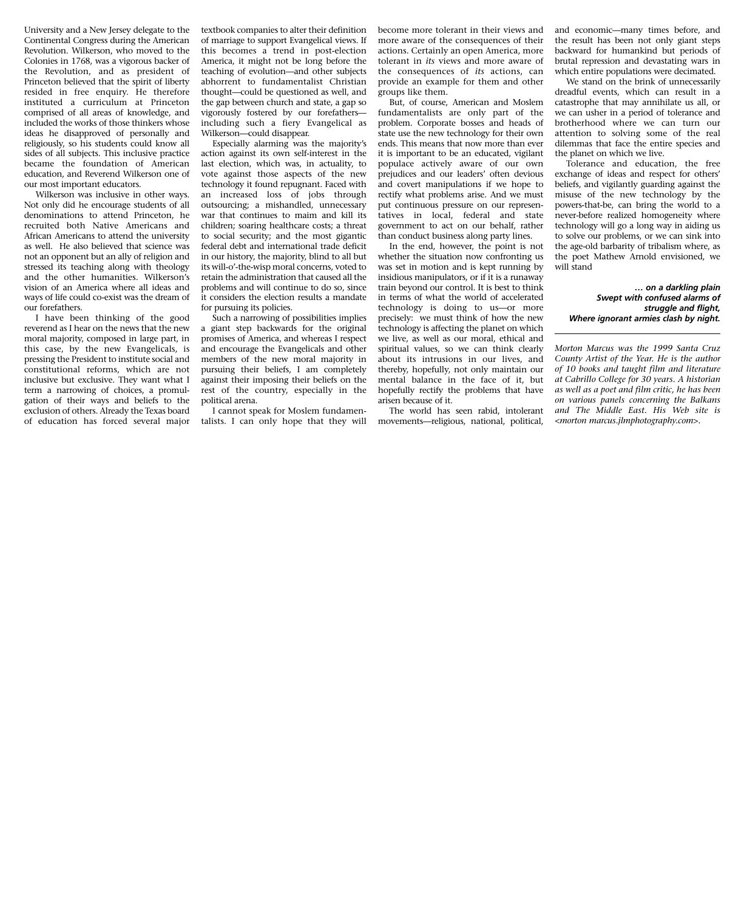University and a New Jersey delegate to the Continental Congress during the American Revolution. Wilkerson, who moved to the Colonies in 1768, was a vigorous backer of the Revolution, and as president of Princeton believed that the spirit of liberty resided in free enquiry. He therefore instituted a curriculum at Princeton comprised of all areas of knowledge, and included the works of those thinkers whose ideas he disapproved of personally and religiously, so his students could know all sides of all subjects. This inclusive practice became the foundation of American education, and Reverend Wilkerson one of our most important educators.

Wilkerson was inclusive in other ways. Not only did he encourage students of all denominations to attend Princeton, he recruited both Native Americans and African Americans to attend the university as well. He also believed that science was not an opponent but an ally of religion and stressed its teaching along with theology and the other humanities. Wilkerson's vision of an America where all ideas and ways of life could co-exist was the dream of our forefathers.

I have been thinking of the good reverend as I hear on the news that the new moral majority, composed in large part, in this case, by the new Evangelicals, is pressing the President to institute social and constitutional reforms, which are not inclusive but exclusive. They want what I term a narrowing of choices, a promulgation of their ways and beliefs to the exclusion of others. Already the Texas board of education has forced several major textbook companies to alter their definition of marriage to support Evangelical views. If this becomes a trend in post-election America, it might not be long before the teaching of evolution—and other subjects abhorrent to fundamentalist Christian thought—could be questioned as well, and the gap between church and state, a gap so vigorously fostered by our forefathers—including such a fiery Evangelical as Wilkerson—could disappear.

Especially alarming was the majority's action against its own self-interest in the last election, which was, in actuality, to vote against those aspects of the new technology it found repugnant. Faced with an increased loss of jobs through outsourcing; a mishandled, unnecessary war that continues to maim and kill its children; soaring healthcare costs; a threat to social security; and the most gigantic federal debt and international trade deficit in our history, the majority, blind to all but its will-o'-the-wisp moral concerns, voted to retain the administration that caused all the problems and will continue to do so, since it considers the election results a mandate for pursuing its policies.

Such a narrowing of possibilities implies a giant step backwards for the original promises of America, and whereas I respect and encourage the Evangelicals and other members of the new moral majority in pursuing their beliefs, I am completely against their imposing their beliefs on the rest of the country, especially in the political arena.

I cannot speak for Moslem fundamentalists. I can only hope that they will become more tolerant in their views and more aware of the consequences of their actions. Certainly an open America, more tolerant in *its* views and more aware of the consequences of *its* actions, can provide an example for them and other groups like them.

But, of course, American and Moslem fundamentalists are only part of the problem. Corporate bosses and heads of state use the new technology for their own ends. This means that now more than ever it is important to be an educated, vigilant populace actively aware of our own prejudices and our leaders' often devious and covert manipulations if we hope to rectify what problems arise. And we must put continuous pressure on our representatives in local, federal and state government to act on our behalf, rather than conduct business along party lines.

In the end, however, the point is not whether the situation now confronting us was set in motion and is kept running by insidious manipulators, or if it is a runaway train beyond our control. It is best to think in terms of what the world of accelerated technology is doing to us—or more precisely: we must think of how the new technology is affecting the planet on which we live, as well as our moral, ethical and spiritual values, so we can think clearly about its intrusions in our lives, and thereby, hopefully, not only maintain our mental balance in the face of it, but hopefully rectify the problems that have arisen because of it.

The world has seen rabid, intolerant movements—religious, national, political, and economic—many times before, and the result has been not only giant steps backward for humankind but periods of brutal repression and devastating wars in which entire populations were decimated.

We stand on the brink of unnecessarily dreadful events, which can result in a catastrophe that may annihilate us all, or we can usher in a period of tolerance and brotherhood where we can turn our attention to solving some of the real dilemmas that face the entire species and the planet on which we live.

Tolerance and education, the free exchange of ideas and respect for others' beliefs, and vigilantly guarding against the misuse of the new technology by the powers-that-be, can bring the world to a never-before realized homogeneity where technology will go a long way in aiding us to solve our problems, or we can sink into the age-old barbarity of tribalism where, as the poet Mathew Arnold envisioned, we will stand

> ***… on a darkling plain***
> ***Swept with confused alarms of struggle and flight,***
> ***Where ignorant armies clash by night.***

---

*Morton Marcus was the 1999 Santa Cruz County Artist of the Year. He is the author of 10 books and taught film and literature at Cabrillo College for 30 years. A historian as well as a poet and film critic, he has been on various panels concerning the Balkans and The Middle East. His Web site is <morton marcus.jlmphotography.com>.*